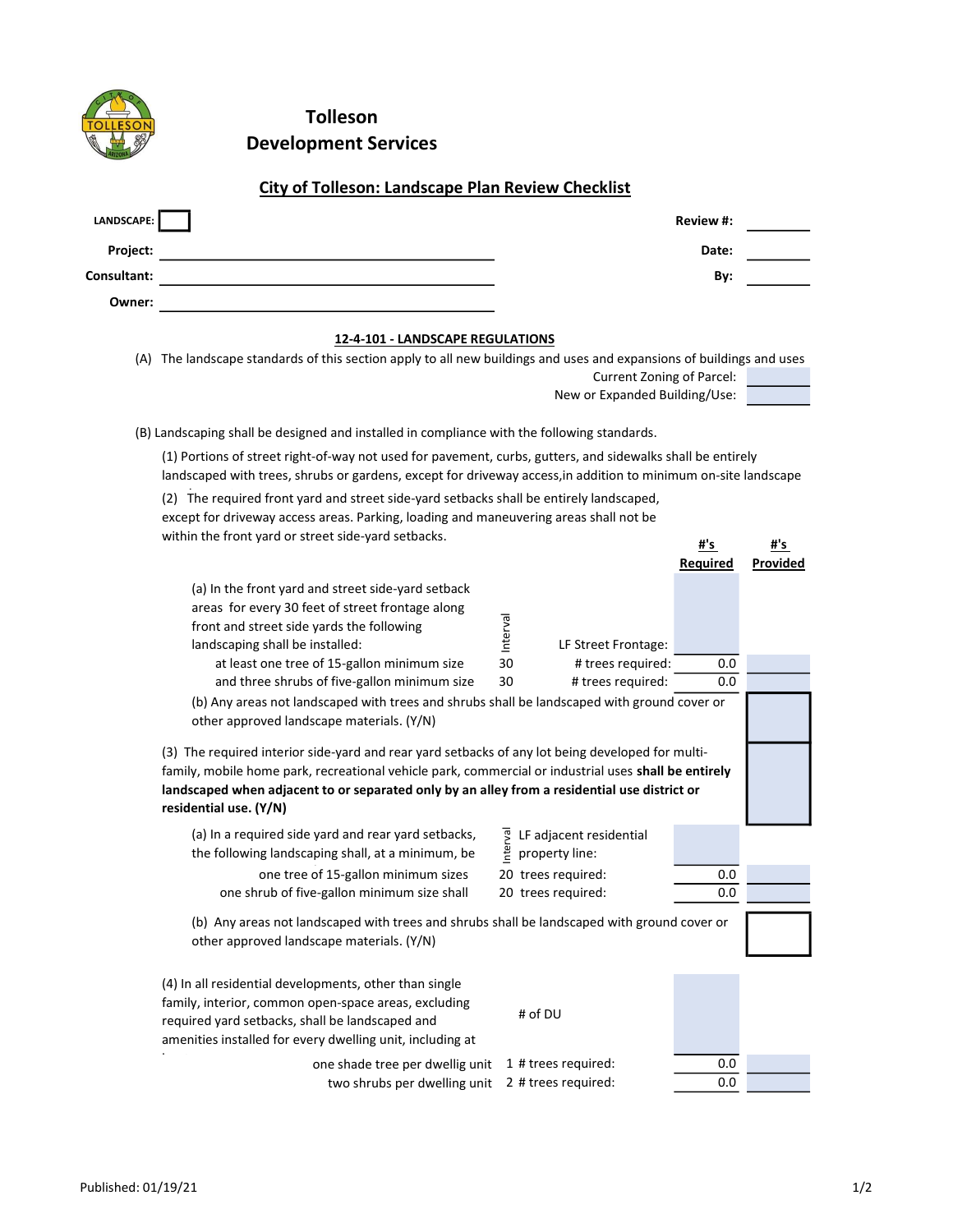# Tolleson
## Development Services

### City of Tolleson: Landscape Plan Review Checklist

| | | | |
|---|---|---|---|
| **LANDSCAPE:** | | **Review #:** | |
| **Project:** | | **Date:** | |
| **Consultant:** | | **By:** | |
| **Owner:** | | | |

### 12-4-101 - LANDSCAPE REGULATIONS

(A) The landscape standards of this section apply to all new buildings and uses and expansions of buildings and uses

Current Zoning of Parcel:

New or Expanded Building/Use:

(B) Landscaping shall be designed and installed in compliance with the following standards.

(1) Portions of street right-of-way not used for pavement, curbs, gutters, and sidewalks shall be entirely landscaped with trees, shrubs or gardens, except for driveway access,in addition to minimum on-site landscape

(2) The required front yard and street side-yard setbacks shall be entirely landscaped, except for driveway access areas. Parking, loading and maneuvering areas shall not be within the front yard or street side-yard setbacks.

| | Interval | | #'s Required | #'s Provided |
|---|---|---|---|---|
| (a) In the front yard and street side-yard setback areas for every 30 feet of street frontage along front and street side yards the following landscaping shall be installed: | | LF Street Frontage: | | |
| at least one tree of 15-gallon minimum size | 30 | # trees required: | 0.0 | |
| and three shrubs of five-gallon minimum size | 30 | # trees required: | 0.0 | |
| (b) Any areas not landscaped with trees and shrubs shall be landscaped with ground cover or other approved landscape materials. (Y/N) | | | | |

(3) The required interior side-yard and rear yard setbacks of any lot being developed for multi-family, mobile home park, recreational vehicle park, commercial or industrial uses **shall be entirely landscaped when adjacent to or separated only by an alley from a residential use district or residential use. (Y/N)**

| | Interval | | #'s Required | #'s Provided |
|---|---|---|---|---|
| (a) In a required side yard and rear yard setbacks, the following landscaping shall, at a minimum, be | | LF adjacent residential property line: | | |
| one tree of 15-gallon minimum sizes | 20 | trees required: | 0.0 | |
| one shrub of five-gallon minimum size shall | 20 | trees required: | 0.0 | |
| (b) Any areas not landscaped with trees and shrubs shall be landscaped with ground cover or other approved landscape materials. (Y/N) | | | | |

| | | | #'s Required | #'s Provided |
|---|---|---|---|---|
| (4) In all residential developments, other than single family, interior, common open-space areas, excluding required yard setbacks, shall be landscaped and amenities installed for every dwelling unit, including at | | # of DU | | |
| one shade tree per dwellig unit | 1 | # trees required: | 0.0 | |
| two shrubs per dwelling unit | 2 | # trees required: | 0.0 | |

Published: 01/19/21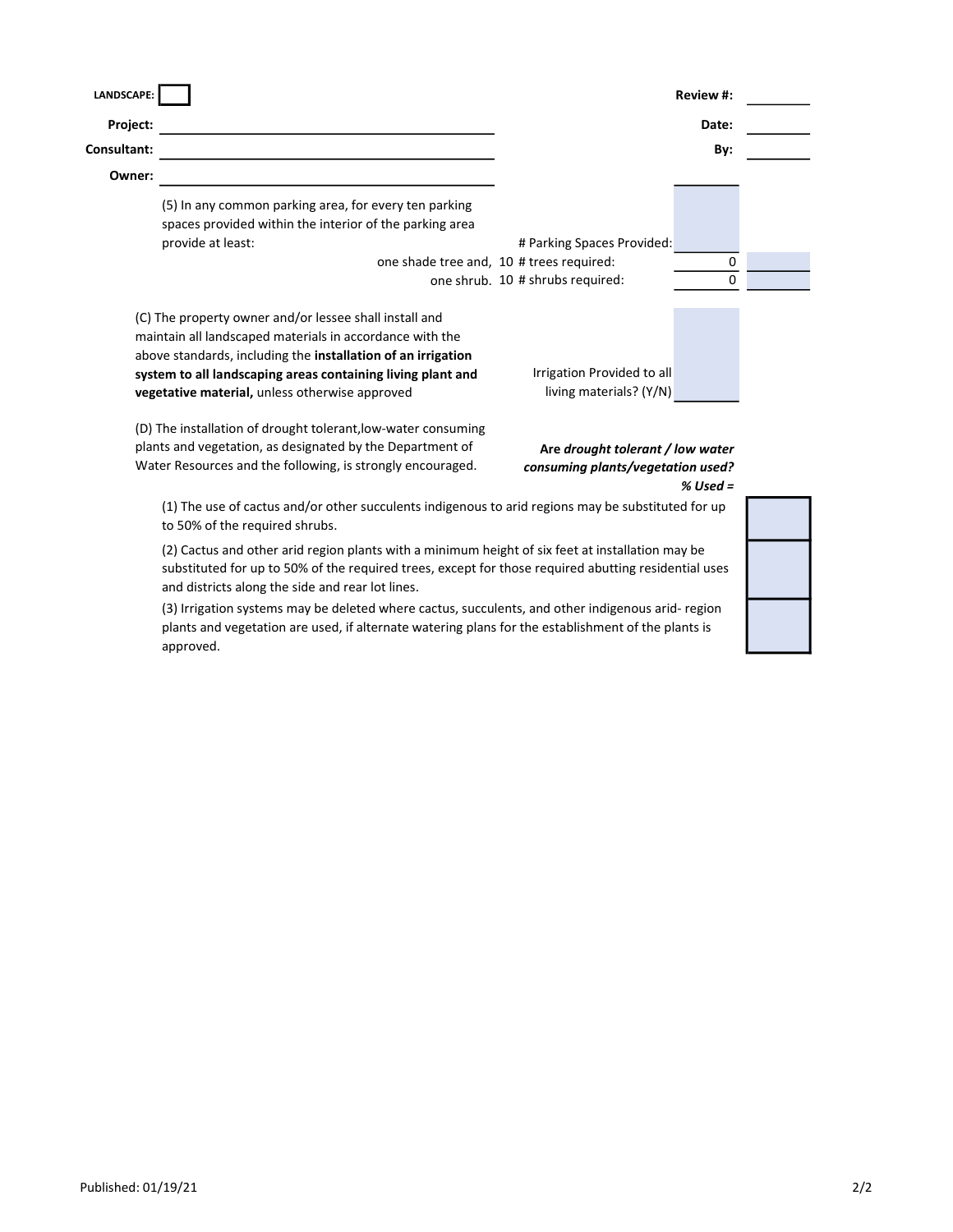**LANDSCAPE:** ☐ **Review #:** ________

**Project:** ______________________________ **Date:** ________

**Consultant:** ______________________________ **By:** ________

**Owner:** ______________________________

(5) In any common parking area, for every ten parking spaces provided within the interior of the parking area provide at least:

| | | | |
|---|---|---|---|
| | # Parking Spaces Provided: | | |
| one shade tree and, 10 | # trees required: | 0 | |
| one shrub. 10 | # shrubs required: | 0 | |

(C) The property owner and/or lessee shall install and maintain all landscaped materials in accordance with the above standards, including the **installation of an irrigation system to all landscaping areas containing living plant and vegetative material,** unless otherwise approved

Irrigation Provided to all living materials? (Y/N) ________

(D) The installation of drought tolerant,low-water consuming plants and vegetation, as designated by the Department of Water Resources and the following, is strongly encouraged.

***Are drought tolerant / low water consuming plants/vegetation used?***
***% Used =***

(1) The use of cactus and/or other succulents indigenous to arid regions may be substituted for up to 50% of the required shrubs.

(2) Cactus and other arid region plants with a minimum height of six feet at installation may be substituted for up to 50% of the required trees, except for those required abutting residential uses and districts along the side and rear lot lines.

(3) Irrigation systems may be deleted where cactus, succulents, and other indigenous arid- region plants and vegetation are used, if alternate watering plans for the establishment of the plants is approved.

Published: 01/19/21